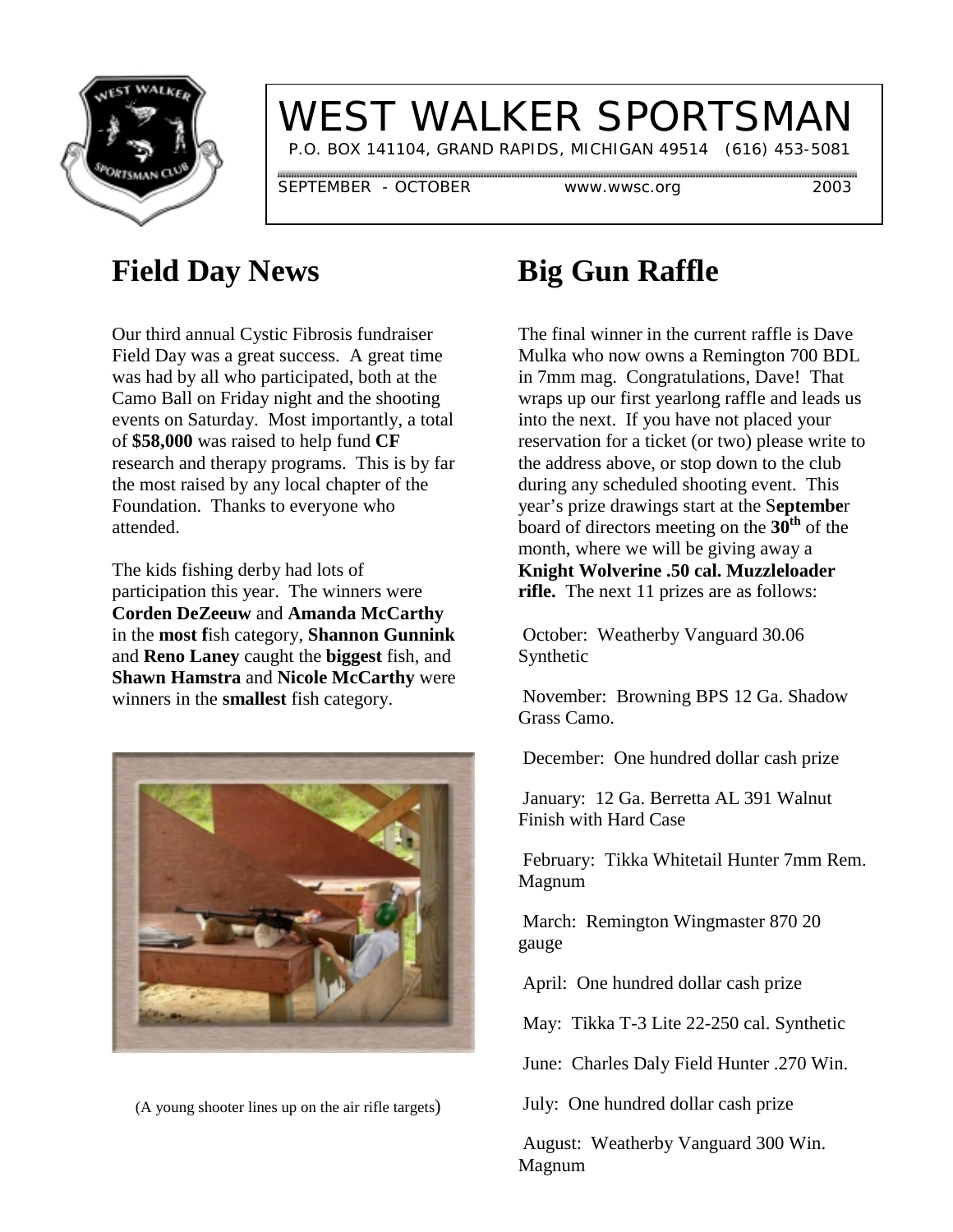# WEST WALKER SPORTSMAN

P.O. BOX 141104, GRAND RAPIDS, MICHIGAN 49514 (616) 453-5081

SEPTEMBER - OCTOBER www.wwsc.org 2003

## Field Day News

Our third annual Cystic Fibrosis fundraiser Field Day was a great success. A great time was had by all who participated, both at the Camo Ball on Friday night and the shooting events on Saturday. Most importantly, a total of **$58,000** was raised to help fund **CF** research and therapy programs. This is by far the most raised by any local chapter of the Foundation. Thanks to everyone who attended.

The kids fishing derby had lots of participation this year. The winners were **Corden DeZeeuw** and **Amanda McCarthy** in the **most f**ish category, **Shannon Gunnink** and **Reno Laney** caught the **biggest** fish, and **Shawn Hamstra** and **Nicole McCarthy** were winners in the **smallest** fish category.

(A young shooter lines up on the air rifle targets)

## Big Gun Raffle

The final winner in the current raffle is Dave Mulka who now owns a Remington 700 BDL in 7mm mag. Congratulations, Dave! That wraps up our first yearlong raffle and leads us into the next. If you have not placed your reservation for a ticket (or two) please write to the address above, or stop down to the club during any scheduled shooting event. This year's prize drawings start at the S**eptembe**r board of directors meeting on the **30th** of the month, where we will be giving away a **Knight Wolverine .50 cal. Muzzleloader rifle.** The next 11 prizes are as follows:

October: Weatherby Vanguard 30.06 Synthetic

November: Browning BPS 12 Ga. Shadow Grass Camo.

December: One hundred dollar cash prize

January: 12 Ga. Berretta AL 391 Walnut Finish with Hard Case

February: Tikka Whitetail Hunter 7mm Rem. Magnum

March: Remington Wingmaster 870 20 gauge

April: One hundred dollar cash prize

May: Tikka T-3 Lite 22-250 cal. Synthetic

June: Charles Daly Field Hunter .270 Win.

July: One hundred dollar cash prize

August: Weatherby Vanguard 300 Win. Magnum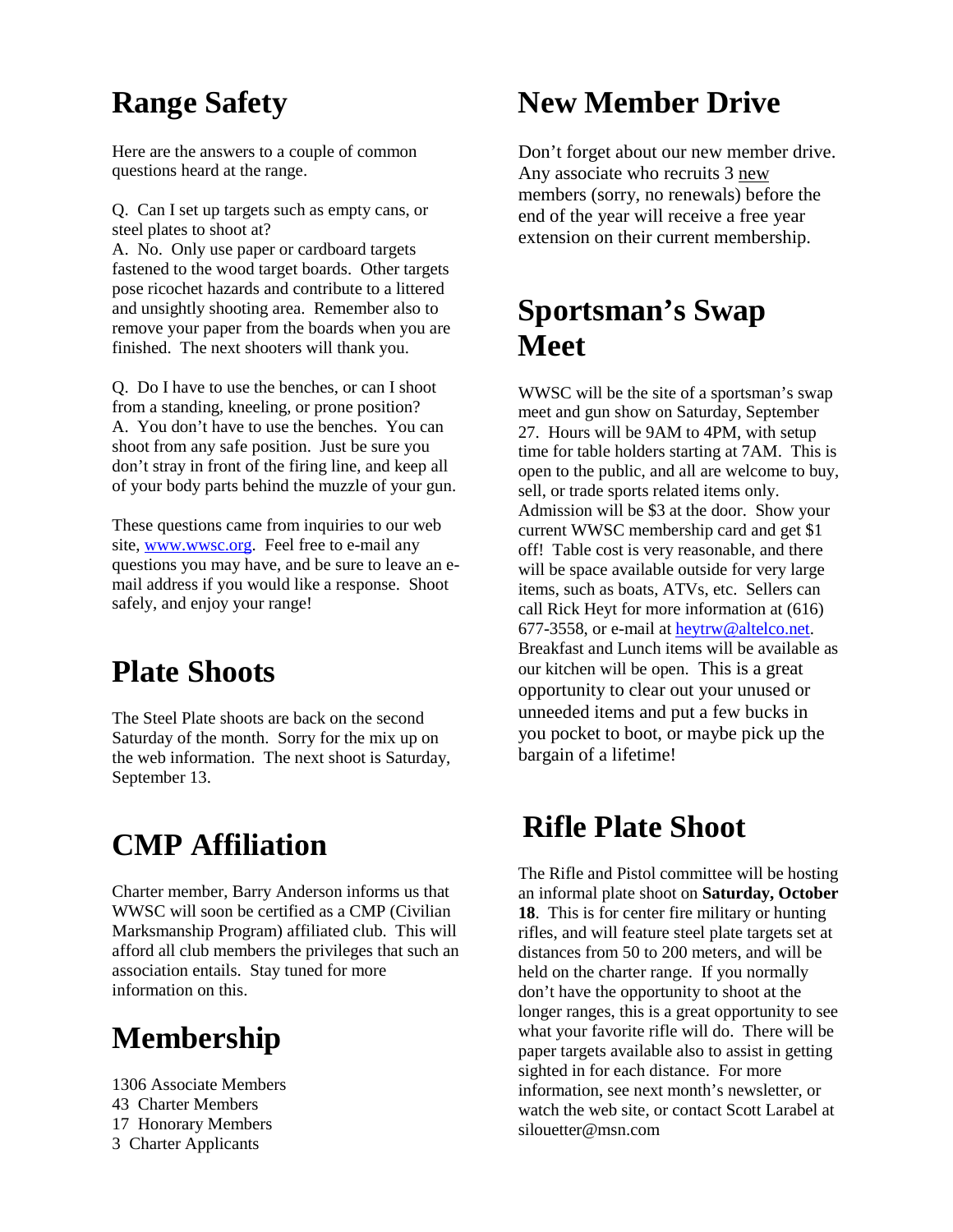# Range Safety

Here are the answers to a couple of common questions heard at the range.

Q. Can I set up targets such as empty cans, or steel plates to shoot at?
A. No. Only use paper or cardboard targets fastened to the wood target boards. Other targets pose ricochet hazards and contribute to a littered and unsightly shooting area. Remember also to remove your paper from the boards when you are finished. The next shooters will thank you.

Q. Do I have to use the benches, or can I shoot from a standing, kneeling, or prone position?
A. You don't have to use the benches. You can shoot from any safe position. Just be sure you don't stray in front of the firing line, and keep all of your body parts behind the muzzle of your gun.

These questions came from inquiries to our web site, [www.wwsc.org](http://www.wwsc.org). Feel free to e-mail any questions you may have, and be sure to leave an e-mail address if you would like a response. Shoot safely, and enjoy your range!

# Plate Shoots

The Steel Plate shoots are back on the second Saturday of the month. Sorry for the mix up on the web information. The next shoot is Saturday, September 13.

# CMP Affiliation

Charter member, Barry Anderson informs us that WWSC will soon be certified as a CMP (Civilian Marksmanship Program) affiliated club. This will afford all club members the privileges that such an association entails. Stay tuned for more information on this.

# Membership

1306 Associate Members
43 Charter Members
17 Honorary Members
3 Charter Applicants

# New Member Drive

Don't forget about our new member drive. Any associate who recruits 3 new members (sorry, no renewals) before the end of the year will receive a free year extension on their current membership.

# Sportsman's Swap Meet

WWSC will be the site of a sportsman's swap meet and gun show on Saturday, September 27. Hours will be 9AM to 4PM, with setup time for table holders starting at 7AM. This is open to the public, and all are welcome to buy, sell, or trade sports related items only. Admission will be $3 at the door. Show your current WWSC membership card and get $1 off! Table cost is very reasonable, and there will be space available outside for very large items, such as boats, ATVs, etc. Sellers can call Rick Heyt for more information at (616) 677-3558, or e-mail at [heytrw@altelco.net](mailto:heytrw@altelco.net). Breakfast and Lunch items will be available as our kitchen will be open. This is a great opportunity to clear out your unused or unneeded items and put a few bucks in you pocket to boot, or maybe pick up the bargain of a lifetime!

# Rifle Plate Shoot

The Rifle and Pistol committee will be hosting an informal plate shoot on **Saturday, October 18**. This is for center fire military or hunting rifles, and will feature steel plate targets set at distances from 50 to 200 meters, and will be held on the charter range. If you normally don't have the opportunity to shoot at the longer ranges, this is a great opportunity to see what your favorite rifle will do. There will be paper targets available also to assist in getting sighted in for each distance. For more information, see next month's newsletter, or watch the web site, or contact Scott Larabel at silouetter@msn.com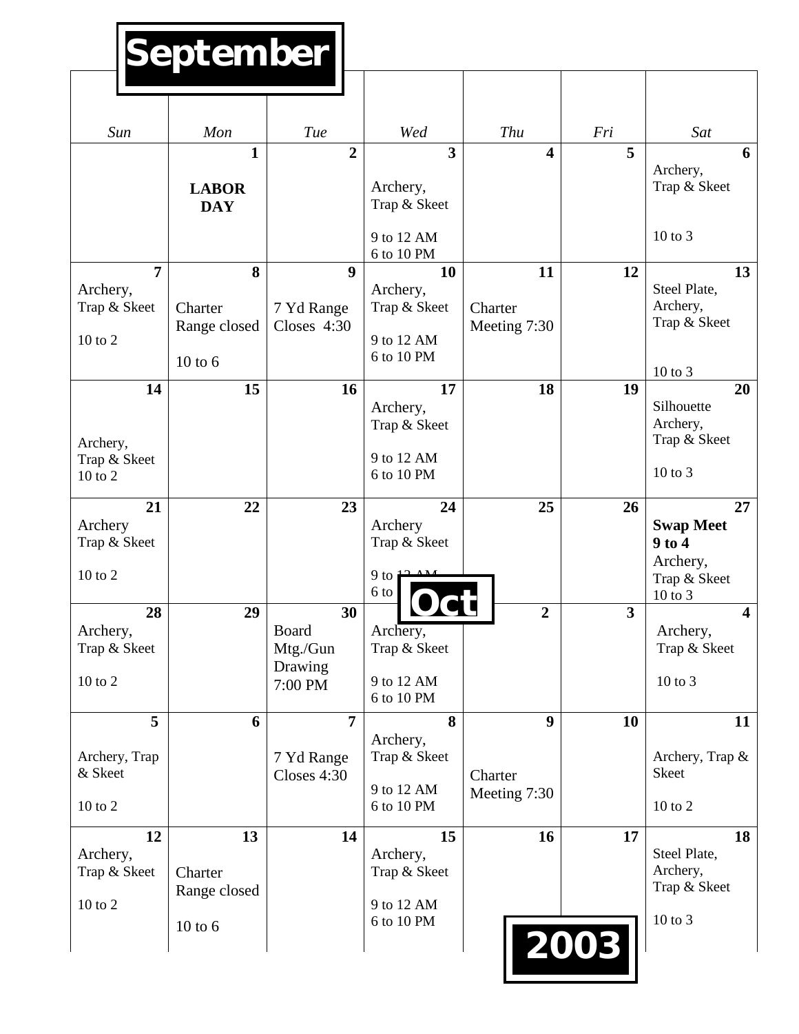# September

| Sun | Mon | Tue | Wed | Thu | Fri | Sat |
|---|---|---|---|---|---|---|
| | 1 **LABOR DAY** | 2 | 3 Archery, Trap & Skeet 9 to 12 AM 6 to 10 PM | 4 | 5 | 6 Archery, Trap & Skeet 10 to 3 |
| 7 Archery, Trap & Skeet 10 to 2 | 8 Charter Range closed 10 to 6 | 9 7 Yd Range Closes 4:30 | 10 Archery, Trap & Skeet 9 to 12 AM 6 to 10 PM | 11 Charter Meeting 7:30 | 12 | 13 Steel Plate, Archery, Trap & Skeet 10 to 3 |
| 14 Archery, Trap & Skeet 10 to 2 | 15 | 16 | 17 Archery, Trap & Skeet 9 to 12 AM 6 to 10 PM | 18 | 19 | 20 Silhouette Archery, Trap & Skeet 10 to 3 |
| 21 Archery Trap & Skeet 10 to 2 | 22 | 23 | 24 Archery Trap & Skeet 9 to 12 AM 6 to 10 PM | 25 | 26 | 27 **Swap Meet 9 to 4** Archery, Trap & Skeet 10 to 3 |
| 28 Archery, Trap & Skeet 10 to 2 | 29 | 30 Board Mtg./Gun Drawing 7:00 PM | **Oct** 1 Archery, Trap & Skeet 9 to 12 AM 6 to 10 PM | 2 | 3 | 4 Archery, Trap & Skeet 10 to 3 |
| 5 Archery, Trap & Skeet 10 to 2 | 6 | 7 7 Yd Range Closes 4:30 | 8 Archery, Trap & Skeet 9 to 12 AM 6 to 10 PM | 9 Charter Meeting 7:30 | 10 | 11 Archery, Trap & Skeet 10 to 2 |
| 12 Archery, Trap & Skeet 10 to 2 | 13 Charter Range closed 10 to 6 | 14 | 15 Archery, Trap & Skeet 9 to 12 AM 6 to 10 PM | 16 | 17 | 18 Steel Plate, Archery, Trap & Skeet 10 to 3 |

**2003**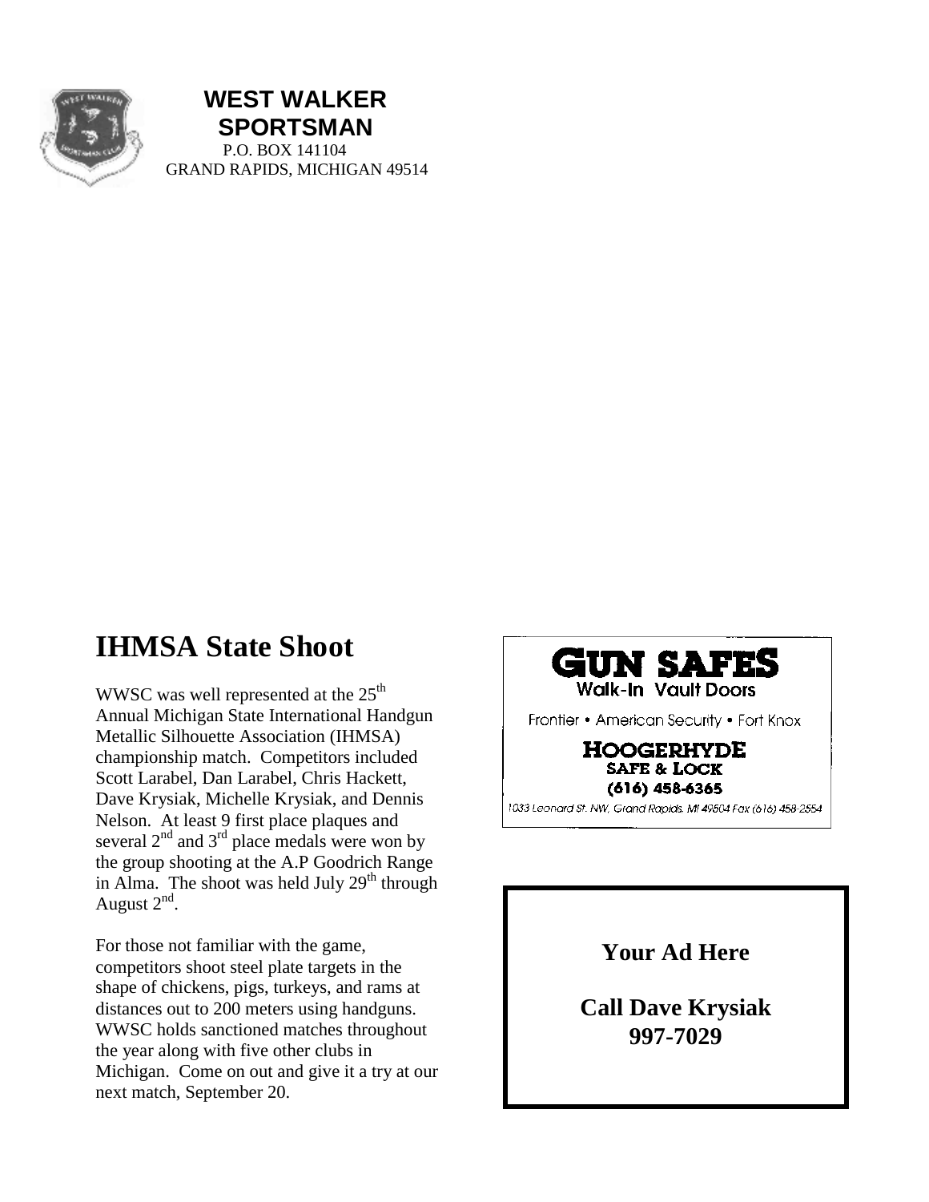**WEST WALKER SPORTSMAN**

P.O. BOX 141104
GRAND RAPIDS, MICHIGAN 49514

# IHMSA State Shoot

WWSC was well represented at the 25th Annual Michigan State International Handgun Metallic Silhouette Association (IHMSA) championship match. Competitors included Scott Larabel, Dan Larabel, Chris Hackett, Dave Krysiak, Michelle Krysiak, and Dennis Nelson. At least 9 first place plaques and several 2nd and 3rd place medals were won by the group shooting at the A.P Goodrich Range in Alma. The shoot was held July 29th through August 2nd.

For those not familiar with the game, competitors shoot steel plate targets in the shape of chickens, pigs, turkeys, and rams at distances out to 200 meters using handguns. WWSC holds sanctioned matches throughout the year along with five other clubs in Michigan. Come on out and give it a try at our next match, September 20.

**GUN SAFES**
Walk-In Vault Doors

Frontier • American Security • Fort Knox

**HOOGERHYDE**
**SAFE & LOCK**
**(616) 458-6365**

1033 Leonard St. NW, Grand Rapids, MI 49504 Fax (616) 458-2554

**Your Ad Here**

**Call Dave Krysiak**
**997-7029**